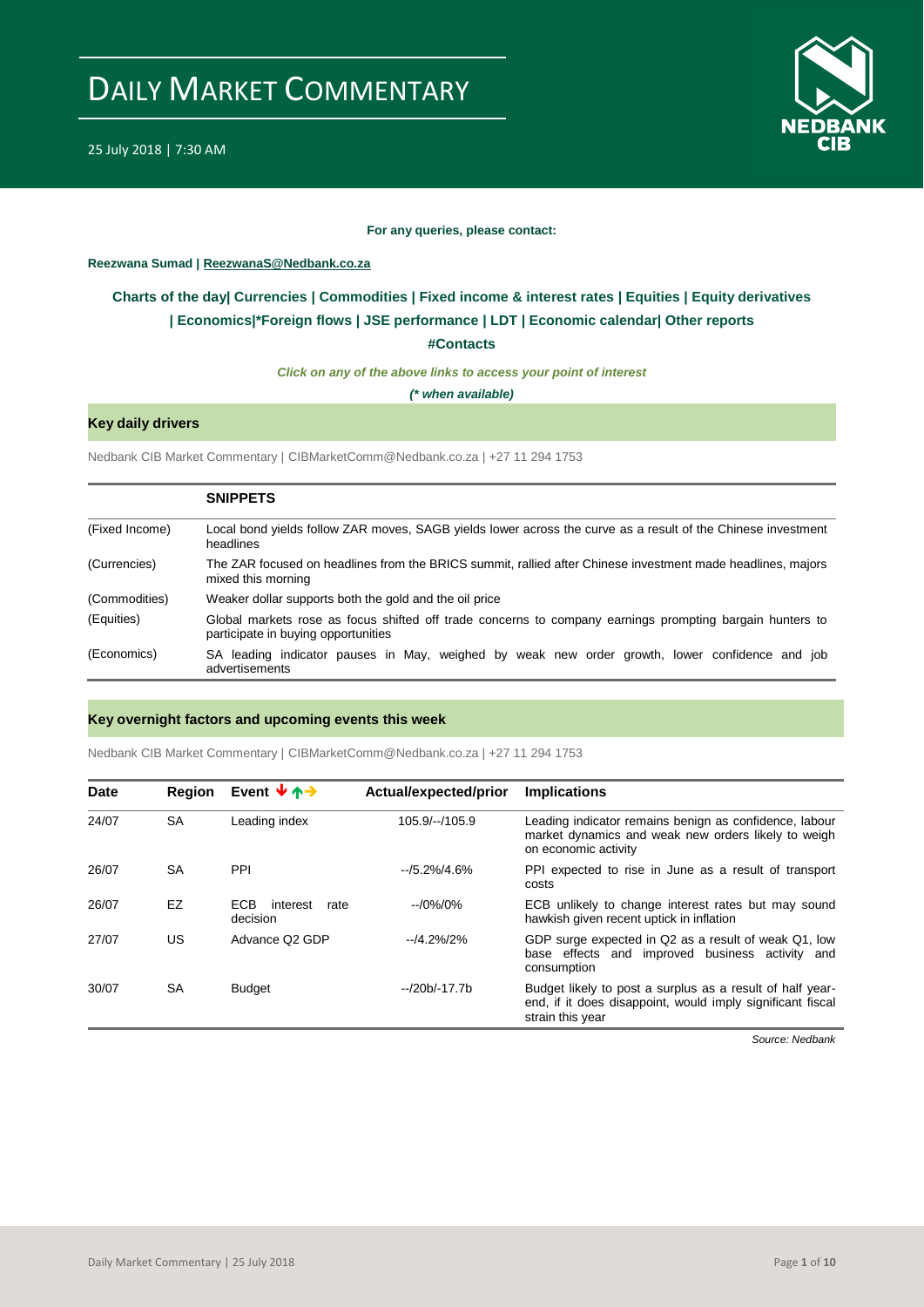# DAILY MARKET COMMENTARY

25 July 2018 | 7:30 AM

**For any queries, please contact:**

**Reezwana Sumad | ReezwanaS@Nedbank.co.za**

**Charts of the day| Currencies | Commodities | Fixed income & interest rates | Equities | Equity derivatives | Economics|*Foreign flows | JSE performance | LDT | Economic calendar| Other reports**

**#Contacts**

***Click on any of the above links to access your point of interest***

***(* when available)***

## Key daily drivers

Nedbank CIB Market Commentary | CIBMarketComm@Nedbank.co.za | +27 11 294 1753

| | SNIPPETS |
|---|---|
| (Fixed Income) | Local bond yields follow ZAR moves, SAGB yields lower across the curve as a result of the Chinese investment headlines |
| (Currencies) | The ZAR focused on headlines from the BRICS summit, rallied after Chinese investment made headlines, majors mixed this morning |
| (Commodities) | Weaker dollar supports both the gold and the oil price |
| (Equities) | Global markets rose as focus shifted off trade concerns to company earnings prompting bargain hunters to participate in buying opportunities |
| (Economics) | SA leading indicator pauses in May, weighed by weak new order growth, lower confidence and job advertisements |

## Key overnight factors and upcoming events this week

Nedbank CIB Market Commentary | CIBMarketComm@Nedbank.co.za | +27 11 294 1753

| Date | Region | Event | Actual/expected/prior | Implications |
|---|---|---|---|---|
| 24/07 | SA | Leading index | 105.9/--/105.9 | Leading indicator remains benign as confidence, labour market dynamics and weak new orders likely to weigh on economic activity |
| 26/07 | SA | PPI | --/5.2%/4.6% | PPI expected to rise in June as a result of transport costs |
| 26/07 | EZ | ECB interest rate decision | --/0%/0% | ECB unlikely to change interest rates but may sound hawkish given recent uptick in inflation |
| 27/07 | US | Advance Q2 GDP | --/4.2%/2% | GDP surge expected in Q2 as a result of weak Q1, low base effects and improved business activity and consumption |
| 30/07 | SA | Budget | --/20b/-17.7b | Budget likely to post a surplus as a result of half year-end, if it does disappoint, would imply significant fiscal strain this year |

*Source: Nedbank*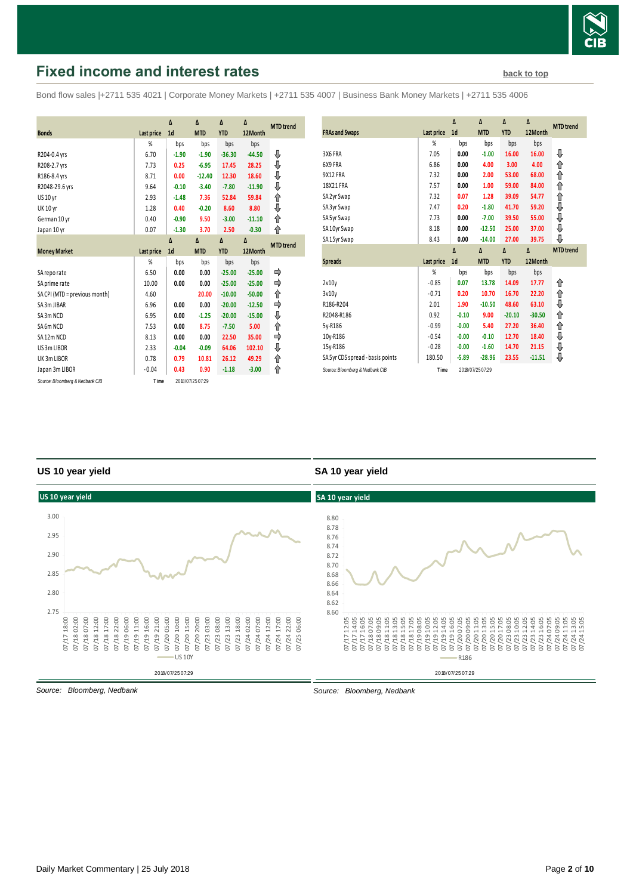# Fixed income and interest rates

back to top

Bond flow sales |+2711 535 4021 | Corporate Money Markets | +2711 535 4007 | Business Bank Money Markets | +2711 535 4006

| Bonds | Last price | Δ 1d | Δ MTD | Δ YTD | Δ 12Month | MTD trend |
|---|---|---|---|---|---|---|
| | % | bps | bps | bps | bps | |
| R204-0.4 yrs | 6.70 | -1.90 | -1.90 | -36.30 | -44.50 | ⇩ |
| R208-2.7 yrs | 7.73 | 0.25 | -6.95 | 17.45 | 28.25 | ⇩ |
| R186-8.4 yrs | 8.71 | 0.00 | -12.40 | 12.30 | 18.60 | ⇩ |
| R2048-29.6 yrs | 9.64 | -0.10 | -3.40 | -7.80 | -11.90 | ⇩ |
| US 10 yr | 2.93 | -1.48 | 7.36 | 52.84 | 59.84 | ⇧ |
| UK 10 yr | 1.28 | 0.40 | -0.20 | 8.60 | 8.80 | ⇩ |
| German 10 yr | 0.40 | -0.90 | 9.50 | -3.00 | -11.10 | ⇧ |
| Japan 10 yr | 0.07 | -1.30 | 3.70 | 2.50 | -0.30 | ⇧ |

| Money Market | Last price | Δ 1d | Δ MTD | Δ YTD | Δ 12Month | MTD trend |
|---|---|---|---|---|---|---|
| | % | bps | bps | bps | bps | |
| SA repo rate | 6.50 | 0.00 | 0.00 | -25.00 | -25.00 | ⇨ |
| SA prime rate | 10.00 | 0.00 | 0.00 | -25.00 | -25.00 | ⇨ |
| SA CPI (MTD = previous month) | 4.60 | | 20.00 | -10.00 | -50.00 | ⇧ |
| SA 3m JIBAR | 6.96 | 0.00 | 0.00 | -20.00 | -12.50 | ⇨ |
| SA 3m NCD | 6.95 | 0.00 | -1.25 | -20.00 | -15.00 | ⇩ |
| SA 6m NCD | 7.53 | 0.00 | 8.75 | -7.50 | 5.00 | ⇧ |
| SA 12m NCD | 8.13 | 0.00 | 22.50 | 35.00 | 35.00 | ⇨ |
| US 3m LIBOR | 2.33 | -0.04 | -0.09 | 64.06 | 102.10 | ⇩ |
| UK 3m LIBOR | 0.78 | 0.79 | 10.81 | 26.12 | 49.29 | ⇧ |
| Japan 3m LIBOR | -0.04 | 0.43 | 0.90 | -1.18 | -3.00 | ⇧ |

Source: Bloomberg & Nedbank CIB    Time 2018/07/25 07:29

| FRAs and Swaps | Last price | Δ 1d | Δ MTD | Δ YTD | Δ 12Month | MTD trend |
|---|---|---|---|---|---|---|
| | % | bps | bps | bps | bps | |
| 3X6 FRA | 7.05 | 0.00 | -1.00 | 16.00 | 16.00 | ⇩ |
| 6X9 FRA | 6.86 | 0.00 | 4.00 | 3.00 | 4.00 | ⇧ |
| 9X12 FRA | 7.32 | 0.00 | 2.00 | 53.00 | 68.00 | ⇧ |
| 18X21 FRA | 7.57 | 0.00 | 1.00 | 59.00 | 84.00 | ⇧ |
| SA 2yr Swap | 7.32 | 0.07 | 1.28 | 39.09 | 54.77 | ⇧ |
| SA 3yr Swap | 7.47 | 0.20 | -1.80 | 41.70 | 59.20 | ⇩ |
| SA 5yr Swap | 7.73 | 0.00 | -7.00 | 39.50 | 55.00 | ⇩ |
| SA 10yr Swap | 8.18 | 0.00 | -12.50 | 25.00 | 37.00 | ⇩ |
| SA 15yr Swap | 8.43 | 0.00 | -14.00 | 27.00 | 39.75 | ⇩ |

| Spreads | Last price | Δ 1d | Δ MTD | Δ YTD | Δ 12Month | MTD trend |
|---|---|---|---|---|---|---|
| | % | bps | bps | bps | bps | |
| 2v10y | -0.85 | 0.07 | 13.78 | 14.09 | 17.77 | ⇧ |
| 3v10y | -0.71 | 0.20 | 10.70 | 16.70 | 22.20 | ⇧ |
| R186-R204 | 2.01 | 1.90 | -10.50 | 48.60 | 63.10 | ⇩ |
| R2048-R186 | 0.92 | -0.10 | 9.00 | -20.10 | -30.50 | ⇧ |
| 5y-R186 | -0.99 | -0.00 | 5.40 | 27.20 | 36.40 | ⇧ |
| 10y-R186 | -0.54 | -0.00 | -0.10 | 12.70 | 18.40 | ⇩ |
| 15y-R186 | -0.28 | -0.00 | -1.60 | 14.70 | 21.15 | ⇩ |
| SA 5yr CDS spread - basis points | 180.50 | -5.89 | -28.96 | 23.55 | -11.51 | ⇩ |

Source: Bloomberg & Nedbank CIB    Time 2018/07/25 07:29

## US 10 year yield

US 10 year yield

3.00
2.95
2.90
2.85
2.80
2.75

07/17 18:00, 07/18 02:00, 07/18 07:00, 07/18 12:00, 07/18 17:00, 07/18 22:00, 07/19 06:00, 07/19 11:00, 07/19 16:00, 07/19 21:00, 07/20 05:00, 07/20 10:00, 07/20 15:00, 07/20 20:00, 07/23 03:00, 07/23 08:00, 07/23 13:00, 07/23 18:00, 07/24 02:00, 07/24 07:00, 07/24 12:00, 07/24 17:00, 07/24 22:00, 07/25 06:00

US 10Y

2018/07/25 07:29

Source: Bloomberg, Nedbank

## SA 10 year yield

SA 10 year yield

8.80
8.78
8.76
8.74
8.72
8.70
8.68
8.66
8.64
8.62
8.60

07/17 12:05, 07/17 14:05, 07/17 16:05, 07/18 07:05, 07/18 09:05, 07/18 11:05, 07/18 13:05, 07/18 15:05, 07/18 17:05, 07/19 08:05, 07/19 10:05, 07/19 12:05, 07/19 14:05, 07/19 16:05, 07/20 07:05, 07/20 09:05, 07/20 11:05, 07/20 13:05, 07/20 15:05, 07/20 17:05, 07/23 08:05, 07/23 10:05, 07/23 12:05, 07/23 14:05, 07/23 16:05, 07/24 07:05, 07/24 09:05, 07/24 11:05, 07/24 13:05, 07/24 15:05

R186

2018/07/25 07:29

Source: Bloomberg, Nedbank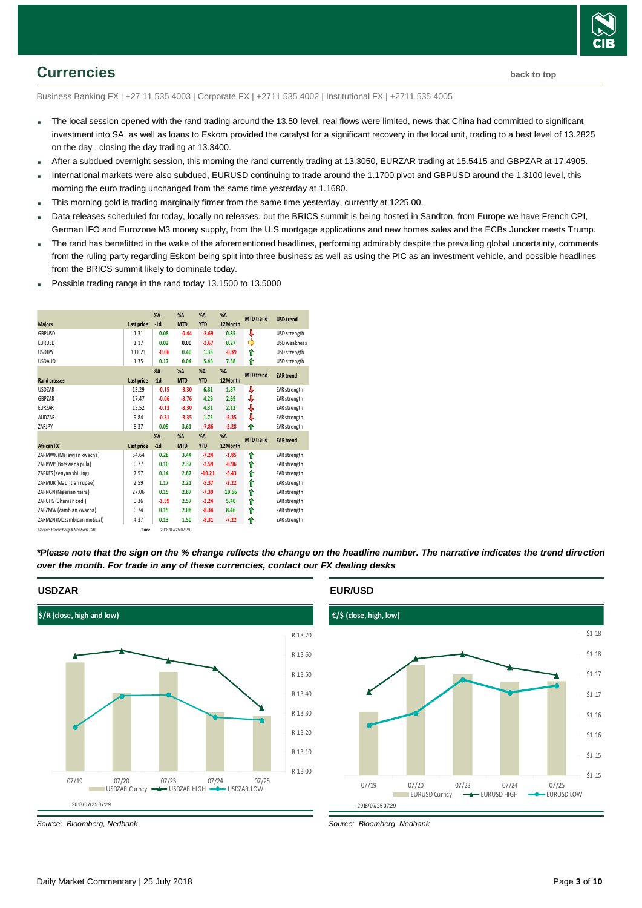# Currencies

back to top

Business Banking FX | +27 11 535 4003 | Corporate FX | +2711 535 4002 | Institutional FX | +2711 535 4005

- The local session opened with the rand trading around the 13.50 level, real flows were limited, news that China had committed to significant investment into SA, as well as loans to Eskom provided the catalyst for a significant recovery in the local unit, trading to a best level of 13.2825 on the day , closing the day trading at 13.3400.
- After a subdued overnight session, this morning the rand currently trading at 13.3050, EURZAR trading at 15.5415 and GBPZAR at 17.4905.
- International markets were also subdued, EURUSD continuing to trade around the 1.1700 pivot and GBPUSD around the 1.3100 level, this morning the euro trading unchanged from the same time yesterday at 1.1680.
- This morning gold is trading marginally firmer from the same time yesterday, currently at 1225.00.
- Data releases scheduled for today, locally no releases, but the BRICS summit is being hosted in Sandton, from Europe we have French CPI, German IFO and Eurozone M3 money supply, from the U.S mortgage applications and new homes sales and the ECBs Juncker meets Trump.
- The rand has benefitted in the wake of the aforementioned headlines, performing admirably despite the prevailing global uncertainty, comments from the ruling party regarding Eskom being split into three business as well as using the PIC as an investment vehicle, and possible headlines from the BRICS summit likely to dominate today.
- Possible trading range in the rand today 13.1500 to 13.5000

| Majors | Last price | %Δ -1d | %Δ MTD | %Δ YTD | %Δ 12Month | MTD trend | USD trend |
|---|---|---|---|---|---|---|---|
| GBPUSD | 1.31 | 0.08 | -0.44 | -2.69 | 0.85 | ⇩ | USD strength |
| EURUSD | 1.17 | 0.02 | 0.00 | -2.67 | 0.27 | ⇨ | USD weakness |
| USDJPY | 111.21 | -0.06 | 0.40 | 1.33 | -0.39 | ⇧ | USD strength |
| USDAUD | 1.35 | 0.17 | 0.04 | 5.46 | 7.38 | ⇧ | USD strength |
| **Rand crosses** | **Last price** | **%Δ -1d** | **%Δ MTD** | **%Δ YTD** | **%Δ 12Month** | **MTD trend** | **ZAR trend** |
| USDZAR | 13.29 | -0.15 | -3.30 | 6.81 | 1.87 | ⇩ | ZAR strength |
| GBPZAR | 17.47 | -0.06 | -3.76 | 4.29 | 2.69 | ⇩ | ZAR strength |
| EURZAR | 15.52 | -0.13 | -3.30 | 4.31 | 2.12 | ⇩ | ZAR strength |
| AUDZAR | 9.84 | -0.31 | -3.35 | 1.75 | -5.35 | ⇩ | ZAR strength |
| ZARJPY | 8.37 | 0.09 | 3.61 | -7.86 | -2.28 | ⇧ | ZAR strength |
| **African FX** | **Last price** | **%Δ -1d** | **%Δ MTD** | **%Δ YTD** | **%Δ 12Month** | **MTD trend** | **ZAR trend** |
| ZARMWK (Malawian kwacha) | 54.64 | 0.28 | 3.44 | -7.24 | -1.85 | ⇧ | ZAR strength |
| ZARBWP (Botswana pula) | 0.77 | 0.10 | 2.37 | -2.59 | -0.96 | ⇧ | ZAR strength |
| ZARKES (Kenyan shilling) | 7.57 | 0.14 | 2.87 | -10.21 | -5.43 | ⇧ | ZAR strength |
| ZARMUR (Mauritian rupee) | 2.59 | 1.17 | 2.21 | -5.37 | -2.22 | ⇧ | ZAR strength |
| ZARNGN (Nigerian naira) | 27.06 | 0.15 | 2.87 | -7.39 | 10.66 | ⇧ | ZAR strength |
| ZARGHS (Ghanian cedi) | 0.36 | -1.59 | 2.57 | -2.24 | 5.40 | ⇧ | ZAR strength |
| ZARZMW (Zambian kwacha) | 0.74 | 0.15 | 2.08 | -8.34 | 8.46 | ⇧ | ZAR strength |
| ZARMZN (Mozambican metical) | 4.37 | 0.13 | 1.50 | -8.31 | -7.22 | ⇧ | ZAR strength |

Source: Bloomberg & Nedbank CIB    Time 2018/07/25 07:29

***Please note that the sign on the % change reflects the change on the headline number. The narrative indicates the trend direction over the month. For trade in any of these currencies, contact our FX dealing desks***

## USDZAR

$/R (close, high and low)

R 13.70
R 13.60
R 13.50
R 13.40
R 13.30
R 13.20
R 13.10
R 13.00

07/19 07/20 07/23 07/24 07/25

USDZAR Curncy — USDZAR HIGH — USDZAR LOW

2018/07/25 07:29

Source: Bloomberg, Nedbank

## EUR/USD

€/$ (close, high, low)

$1.18
$1.18
$1.17
$1.17
$1.16
$1.16
$1.15
$1.15

07/19 07/20 07/23 07/24 07/25

EURUSD Curncy — EURUSD HIGH — EURUSD LOW

2018/07/25 07:29

Source: Bloomberg, Nedbank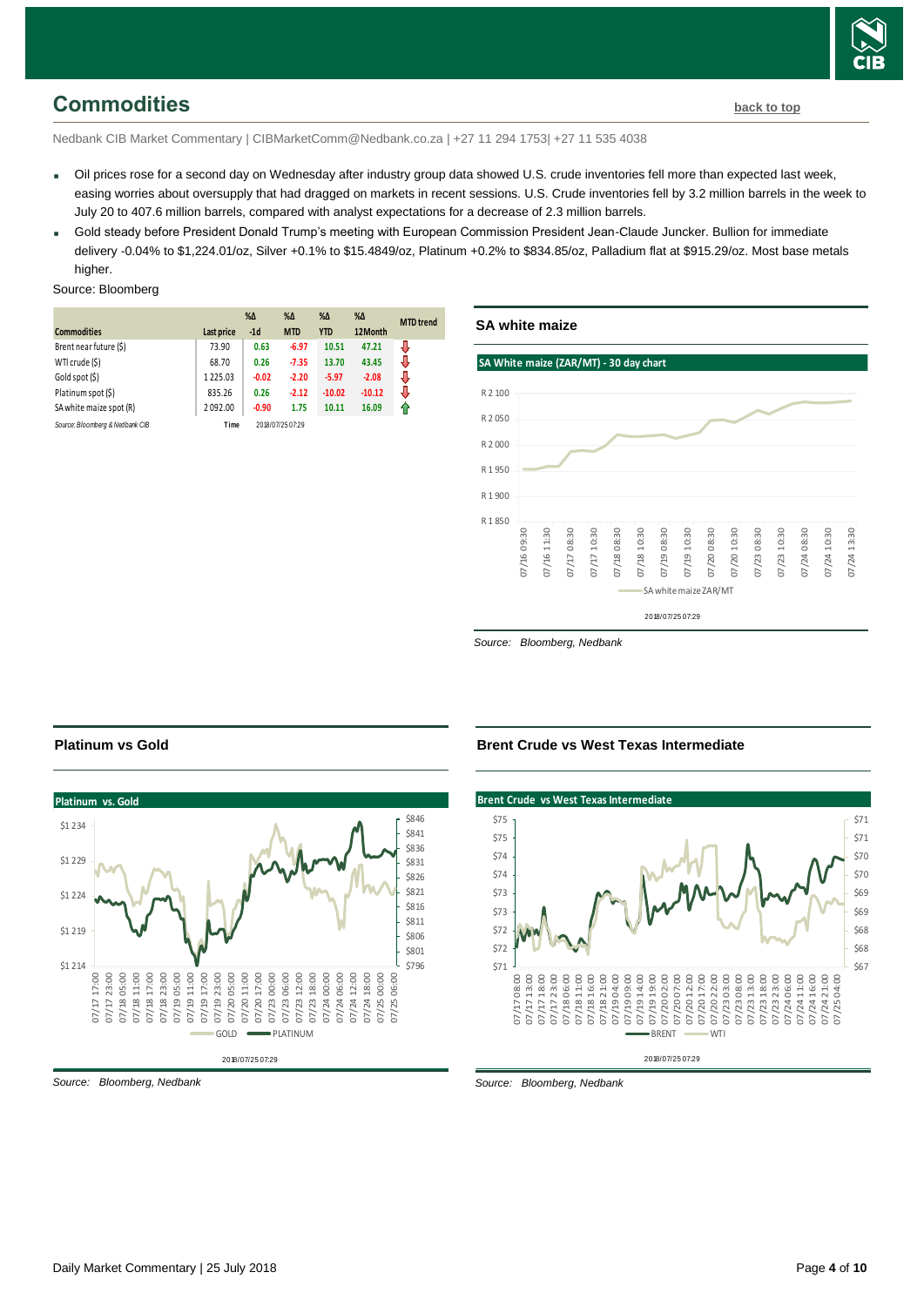## Commodities

back to top

Nedbank CIB Market Commentary | CIBMarketComm@Nedbank.co.za | +27 11 294 1753| +27 11 535 4038

- Oil prices rose for a second day on Wednesday after industry group data showed U.S. crude inventories fell more than expected last week, easing worries about oversupply that had dragged on markets in recent sessions. U.S. Crude inventories fell by 3.2 million barrels in the week to July 20 to 407.6 million barrels, compared with analyst expectations for a decrease of 2.3 million barrels.
- Gold steady before President Donald Trump's meeting with European Commission President Jean-Claude Juncker. Bullion for immediate delivery -0.04% to $1,224.01/oz, Silver +0.1% to $15.4849/oz, Platinum +0.2% to $834.85/oz, Palladium flat at $915.29/oz. Most base metals higher.

Source: Bloomberg

| Commodities | Last price | %Δ -1d | %Δ MTD | %Δ YTD | %Δ 12Month | MTD trend |
|---|---|---|---|---|---|---|
| Brent near future ($) | 73.90 | 0.63 | -6.97 | 10.51 | 47.21 | ⇩ |
| WTI crude ($) | 68.70 | 0.26 | -7.35 | 13.70 | 43.45 | ⇩ |
| Gold spot ($) | 1 225.03 | -0.02 | -2.20 | -5.97 | -2.08 | ⇩ |
| Platinum spot ($) | 835.26 | 0.26 | -2.12 | -10.02 | -10.12 | ⇩ |
| SA white maize spot (R) | 2 092.00 | -0.90 | 1.75 | 10.11 | 16.09 | ⇧ |

Source: Bloomberg & Nedbank CIB | Time | 2018/07/25 07:29

### SA white maize

SA White maize (ZAR/MT) - 30 day chart

R 2 100
R 2 050
R 2 000
R 1 950
R 1 900
R 1 850

07/16 09:30, 07/16 11:30, 07/17 08:30, 07/17 10:30, 07/18 08:30, 07/18 10:30, 07/19 08:30, 07/19 10:30, 07/20 08:30, 07/20 10:30, 07/23 08:30, 07/23 10:30, 07/24 08:30, 07/24 10:30, 07/24 13:30

SA white maize ZAR/MT

2018/07/25 07:29

*Source: Bloomberg, Nedbank*

### Platinum vs Gold

Platinum vs. Gold

$1 234
$1 229
$1 224
$1 219
$1 214

$846
$841
$836
$831
$826
$821
$816
$811
$806
$801
$796

07/17 17:00, 07/17 23:00, 07/18 05:00, 07/18 11:00, 07/18 17:00, 07/18 23:00, 07/19 05:00, 07/19 11:00, 07/19 17:00, 07/19 23:00, 07/20 05:00, 07/20 11:00, 07/20 17:00, 07/23 00:00, 07/23 06:00, 07/23 12:00, 07/23 18:00, 07/24 00:00, 07/24 06:00, 07/24 12:00, 07/24 18:00, 07/25 00:00, 07/25 06:00

GOLD PLATINUM

2018/07/25 07:29

*Source: Bloomberg, Nedbank*

### Brent Crude vs West Texas Intermediate

Brent Crude vs West Texas Intermediate

$75
$75
$74
$74
$73
$73
$72
$72
$71

$71
$71
$70
$70
$69
$69
$68
$68
$67

07/17 08:00, 07/17 13:00, 07/17 18:00, 07/17 23:00, 07/18 06:00, 07/18 11:00, 07/18 16:00, 07/18 21:00, 07/19 04:00, 07/19 09:00, 07/19 14:00, 07/19 19:00, 07/20 02:00, 07/20 07:00, 07/20 12:00, 07/20 17:00, 07/20 22:00, 07/23 03:00, 07/23 08:00, 07/23 13:00, 07/23 18:00, 07/23 23:00, 07/24 06:00, 07/24 11:00, 07/24 16:00, 07/24 21:00, 07/25 04:00

BRENT WTI

2018/07/25 07:29

*Source: Bloomberg, Nedbank*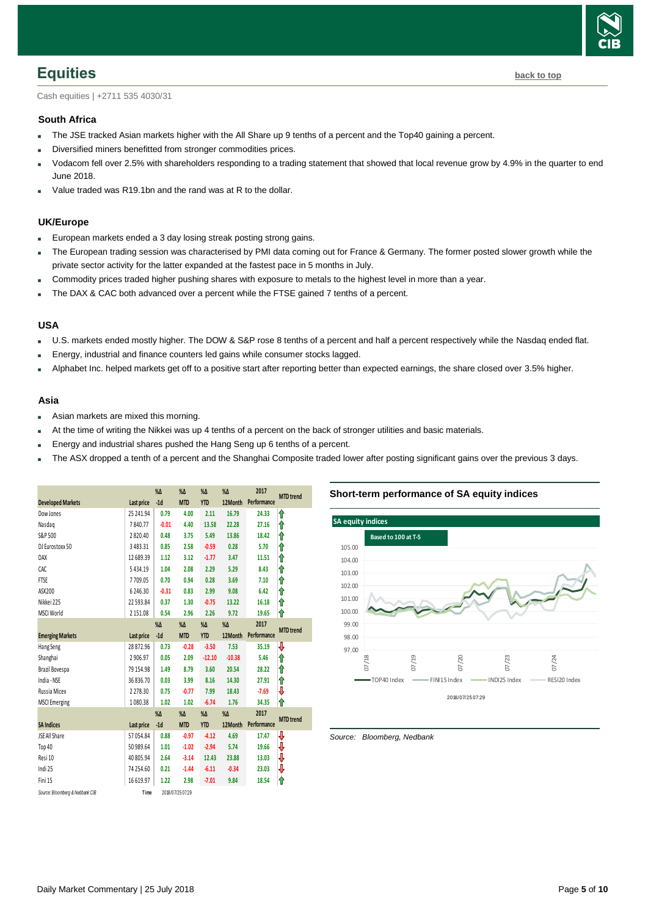# Equities

back to top

Cash equities | +2711 535 4030/31

### South Africa

- The JSE tracked Asian markets higher with the All Share up 9 tenths of a percent and the Top40 gaining a percent.
- Diversified miners benefitted from stronger commodities prices.
- Vodacom fell over 2.5% with shareholders responding to a trading statement that showed that local revenue grow by 4.9% in the quarter to end June 2018.
- Value traded was R19.1bn and the rand was at R to the dollar.

### UK/Europe

- European markets ended a 3 day losing streak posting strong gains.
- The European trading session was characterised by PMI data coming out for France & Germany. The former posted slower growth while the private sector activity for the latter expanded at the fastest pace in 5 months in July.
- Commodity prices traded higher pushing shares with exposure to metals to the highest level in more than a year.
- The DAX & CAC both advanced over a percent while the FTSE gained 7 tenths of a percent.

### USA

- U.S. markets ended mostly higher. The DOW & S&P rose 8 tenths of a percent and half a percent respectively while the Nasdaq ended flat.
- Energy, industrial and finance counters led gains while consumer stocks lagged.
- Alphabet Inc. helped markets get off to a positive start after reporting better than expected earnings, the share closed over 3.5% higher.

### Asia

- Asian markets are mixed this morning.
- At the time of writing the Nikkei was up 4 tenths of a percent on the back of stronger utilities and basic materials.
- Energy and industrial shares pushed the Hang Seng up 6 tenths of a percent.
- The ASX dropped a tenth of a percent and the Shanghai Composite traded lower after posting significant gains over the previous 3 days.

| Developed Markets | Last price | %Δ -1d | %Δ MTD | %Δ YTD | %Δ 12Month | 2017 Performance | MTD trend |
|---|---|---|---|---|---|---|---|
| Dow Jones | 25 241.94 | 0.79 | 4.00 | 2.11 | 16.79 | 24.33 | ⇧ |
| Nasdaq | 7 840.77 | -0.01 | 4.40 | 13.58 | 22.28 | 27.16 | ⇧ |
| S&P 500 | 2 820.40 | 0.48 | 3.75 | 5.49 | 13.86 | 18.42 | ⇧ |
| DJ Eurostoxx 50 | 3 483.31 | 0.85 | 2.58 | -0.59 | 0.28 | 5.70 | ⇧ |
| DAX | 12 689.39 | 1.12 | 3.12 | -1.77 | 3.47 | 11.51 | ⇧ |
| CAC | 5 434.19 | 1.04 | 2.08 | 2.29 | 5.29 | 8.43 | ⇧ |
| FTSE | 7 709.05 | 0.70 | 0.94 | 0.28 | 3.69 | 7.10 | ⇧ |
| ASX200 | 6 246.30 | -0.31 | 0.83 | 2.99 | 9.08 | 6.42 | ⇧ |
| Nikkei 225 | 22 593.84 | 0.37 | 1.30 | -0.75 | 13.22 | 16.18 | ⇧ |
| MSCI World | 2 151.08 | 0.54 | 2.96 | 2.26 | 9.72 | 19.65 | ⇧ |
| **Emerging Markets** | **Last price** | **%Δ -1d** | **%Δ MTD** | **%Δ YTD** | **%Δ 12Month** | **2017 Performance** | **MTD trend** |
| Hang Seng | 28 872.96 | 0.73 | -0.28 | -3.50 | 7.53 | 35.19 | ⇩ |
| Shanghai | 2 906.97 | 0.05 | 2.09 | -12.10 | -10.38 | 5.46 | ⇧ |
| Brazil Bovespa | 79 154.98 | 1.49 | 8.79 | 3.60 | 20.54 | 28.22 | ⇧ |
| India - NSE | 36 836.70 | 0.03 | 3.99 | 8.16 | 14.30 | 27.91 | ⇧ |
| Russia Micex | 2 278.30 | 0.75 | -0.77 | 7.99 | 18.43 | -7.69 | ⇩ |
| MSCI Emerging | 1 080.38 | 1.02 | 1.02 | -6.74 | 1.76 | 34.35 | ⇧ |
| **SA Indices** | **Last price** | **%Δ -1d** | **%Δ MTD** | **%Δ YTD** | **%Δ 12Month** | **2017 Performance** | **MTD trend** |
| JSE All Share | 57 054.84 | 0.88 | -0.97 | -4.12 | 4.69 | 17.47 | ⇩ |
| Top 40 | 50 989.64 | 1.01 | -1.02 | -2.94 | 5.74 | 19.66 | ⇩ |
| Resi 10 | 40 805.94 | 2.64 | -3.14 | 12.43 | 23.88 | 13.03 | ⇩ |
| Indi 25 | 74 254.60 | 0.21 | -1.44 | -6.11 | -0.34 | 23.03 | ⇩ |
| Fini 15 | 16 619.97 | 1.22 | 2.98 | -7.01 | 9.84 | 18.54 | ⇧ |

*Source: Bloomberg & Nedbank CIB* Time 2018/07/25 07:29

### Short-term performance of SA equity indices

SA equity indices

Based to 100 at T-5

105.00
104.00
103.00
102.00
101.00
100.00
99.00
98.00
97.00

07/18 07/19 07/20 07/23 07/24

TOP40 Index FINI15 Index INDI25 Index RESI20 Index

2018/07/25 07:29

*Source: Bloomberg, Nedbank*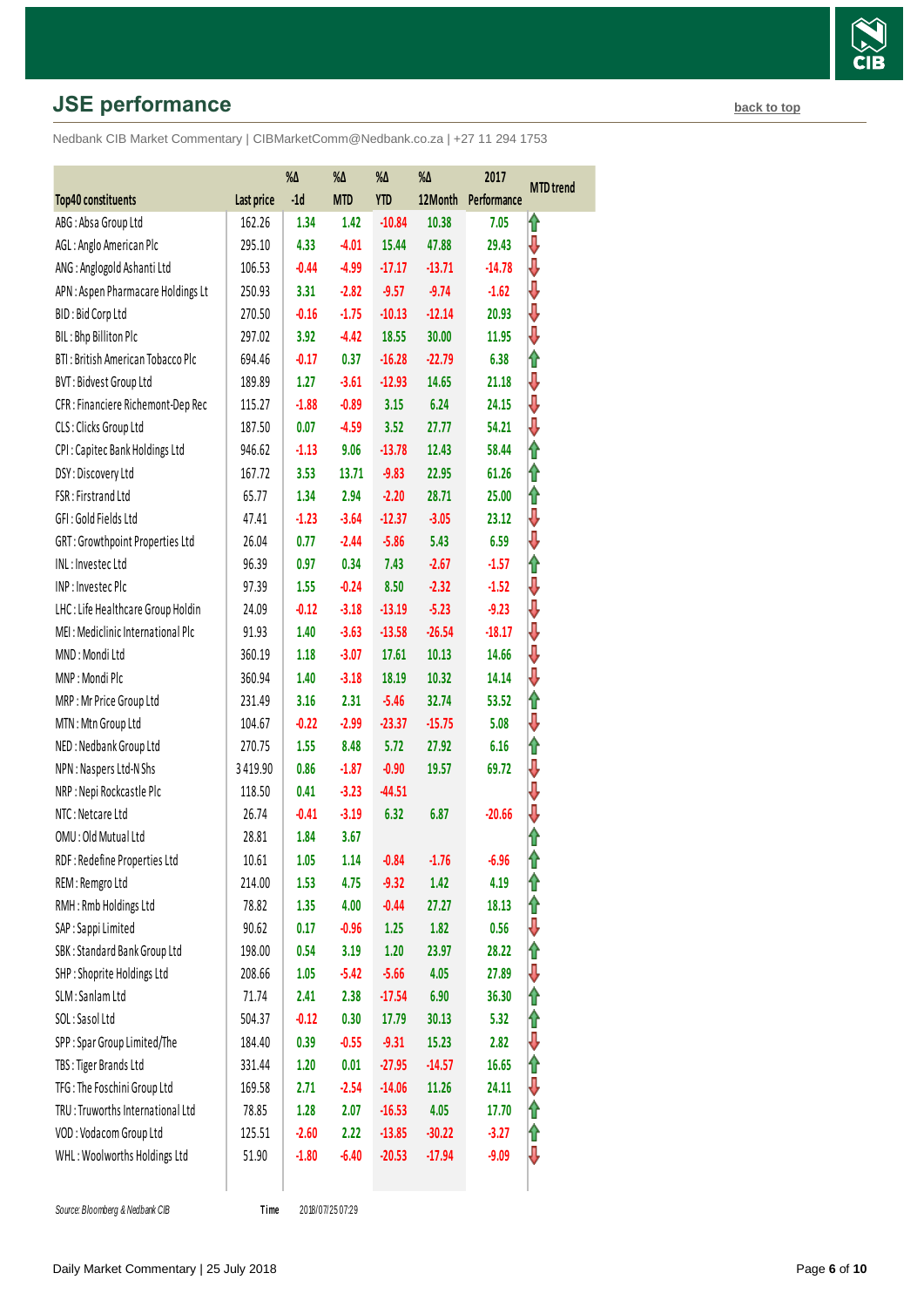## JSE performance

back to top

Nedbank CIB Market Commentary | CIBMarketComm@Nedbank.co.za | +27 11 294 1753

| Top40 constituents | Last price | %Δ -1d | %Δ MTD | %Δ YTD | %Δ 12Month | 2017 Performance | MTD trend |
|---|---|---|---|---|---|---|---|
| ABG : Absa Group Ltd | 162.26 | 1.34 | 1.42 | -10.84 | 10.38 | 7.05 | ⇧ |
| AGL : Anglo American Plc | 295.10 | 4.33 | -4.01 | 15.44 | 47.88 | 29.43 | ⇩ |
| ANG : Anglogold Ashanti Ltd | 106.53 | -0.44 | -4.99 | -17.17 | -13.71 | -14.78 | ⇩ |
| APN : Aspen Pharmacare Holdings Lt | 250.93 | 3.31 | -2.82 | -9.57 | -9.74 | -1.62 | ⇩ |
| BID : Bid Corp Ltd | 270.50 | -0.16 | -1.75 | -10.13 | -12.14 | 20.93 | ⇩ |
| BIL : Bhp Billiton Plc | 297.02 | 3.92 | -4.42 | 18.55 | 30.00 | 11.95 | ⇩ |
| BTI : British American Tobacco Plc | 694.46 | -0.17 | 0.37 | -16.28 | -22.79 | 6.38 | ⇧ |
| BVT : Bidvest Group Ltd | 189.89 | 1.27 | -3.61 | -12.93 | 14.65 | 21.18 | ⇩ |
| CFR : Financiere Richemont-Dep Rec | 115.27 | -1.88 | -0.89 | 3.15 | 6.24 | 24.15 | ⇩ |
| CLS : Clicks Group Ltd | 187.50 | 0.07 | -4.59 | 3.52 | 27.77 | 54.21 | ⇩ |
| CPI : Capitec Bank Holdings Ltd | 946.62 | -1.13 | 9.06 | -13.78 | 12.43 | 58.44 | ⇧ |
| DSY : Discovery Ltd | 167.72 | 3.53 | 13.71 | -9.83 | 22.95 | 61.26 | ⇧ |
| FSR : Firstrand Ltd | 65.77 | 1.34 | 2.94 | -2.20 | 28.71 | 25.00 | ⇧ |
| GFI : Gold Fields Ltd | 47.41 | -1.23 | -3.64 | -12.37 | -3.05 | 23.12 | ⇩ |
| GRT : Growthpoint Properties Ltd | 26.04 | 0.77 | -2.44 | -5.86 | 5.43 | 6.59 | ⇩ |
| INL : Investec Ltd | 96.39 | 0.97 | 0.34 | 7.43 | -2.67 | -1.57 | ⇧ |
| INP : Investec Plc | 97.39 | 1.55 | -0.24 | 8.50 | -2.32 | -1.52 | ⇩ |
| LHC : Life Healthcare Group Holdin | 24.09 | -0.12 | -3.18 | -13.19 | -5.23 | -9.23 | ⇩ |
| MEI : Mediclinic International Plc | 91.93 | 1.40 | -3.63 | -13.58 | -26.54 | -18.17 | ⇩ |
| MND : Mondi Ltd | 360.19 | 1.18 | -3.07 | 17.61 | 10.13 | 14.66 | ⇩ |
| MNP : Mondi Plc | 360.94 | 1.40 | -3.18 | 18.19 | 10.32 | 14.14 | ⇩ |
| MRP : Mr Price Group Ltd | 231.49 | 3.16 | 2.31 | -5.46 | 32.74 | 53.52 | ⇧ |
| MTN : Mtn Group Ltd | 104.67 | -0.22 | -2.99 | -23.37 | -15.75 | 5.08 | ⇩ |
| NED : Nedbank Group Ltd | 270.75 | 1.55 | 8.48 | 5.72 | 27.92 | 6.16 | ⇧ |
| NPN : Naspers Ltd-N Shs | 3 419.90 | 0.86 | -1.87 | -0.90 | 19.57 | 69.72 | ⇩ |
| NRP : Nepi Rockcastle Plc | 118.50 | 0.41 | -3.23 | -44.51 | | | ⇩ |
| NTC : Netcare Ltd | 26.74 | -0.41 | -3.19 | 6.32 | 6.87 | -20.66 | ⇩ |
| OMU : Old Mutual Ltd | 28.81 | 1.84 | 3.67 | | | | ⇧ |
| RDF : Redefine Properties Ltd | 10.61 | 1.05 | 1.14 | -0.84 | -1.76 | -6.96 | ⇧ |
| REM : Remgro Ltd | 214.00 | 1.53 | 4.75 | -9.32 | 1.42 | 4.19 | ⇧ |
| RMH : Rmb Holdings Ltd | 78.82 | 1.35 | 4.00 | -0.44 | 27.27 | 18.13 | ⇧ |
| SAP : Sappi Limited | 90.62 | 0.17 | -0.96 | 1.25 | 1.82 | 0.56 | ⇩ |
| SBK : Standard Bank Group Ltd | 198.00 | 0.54 | 3.19 | 1.20 | 23.97 | 28.22 | ⇧ |
| SHP : Shoprite Holdings Ltd | 208.66 | 1.05 | -5.42 | -5.66 | 4.05 | 27.89 | ⇩ |
| SLM : Sanlam Ltd | 71.74 | 2.41 | 2.38 | -17.54 | 6.90 | 36.30 | ⇧ |
| SOL : Sasol Ltd | 504.37 | -0.12 | 0.30 | 17.79 | 30.13 | 5.32 | ⇧ |
| SPP : Spar Group Limited/The | 184.40 | 0.39 | -0.55 | -9.31 | 15.23 | 2.82 | ⇩ |
| TBS : Tiger Brands Ltd | 331.44 | 1.20 | 0.01 | -27.95 | -14.57 | 16.65 | ⇧ |
| TFG : The Foschini Group Ltd | 169.58 | 2.71 | -2.54 | -14.06 | 11.26 | 24.11 | ⇩ |
| TRU : Truworths International Ltd | 78.85 | 1.28 | 2.07 | -16.53 | 4.05 | 17.70 | ⇧ |
| VOD : Vodacom Group Ltd | 125.51 | -2.60 | 2.22 | -13.85 | -30.22 | -3.27 | ⇧ |
| WHL : Woolworths Holdings Ltd | 51.90 | -1.80 | -6.40 | -20.53 | -17.94 | -9.09 | ⇩ |

*Source: Bloomberg & Nedbank CIB* Time 2018/07/25 07:29

Daily Market Commentary | 25 July 2018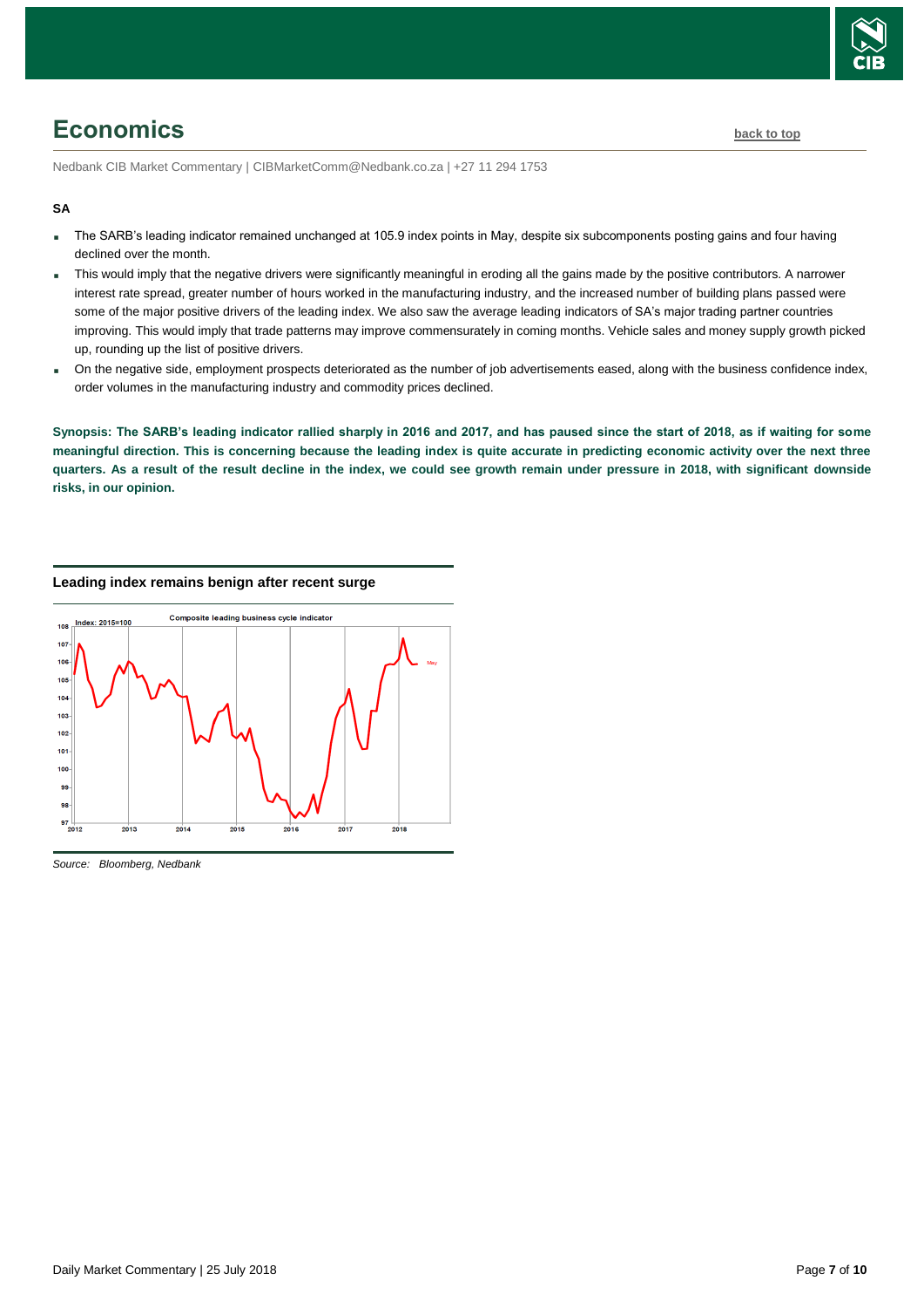## Economics

back to top

Nedbank CIB Market Commentary | CIBMarketComm@Nedbank.co.za | +27 11 294 1753

**SA**

- The SARB's leading indicator remained unchanged at 105.9 index points in May, despite six subcomponents posting gains and four having declined over the month.
- This would imply that the negative drivers were significantly meaningful in eroding all the gains made by the positive contributors. A narrower interest rate spread, greater number of hours worked in the manufacturing industry, and the increased number of building plans passed were some of the major positive drivers of the leading index. We also saw the average leading indicators of SA's major trading partner countries improving. This would imply that trade patterns may improve commensurately in coming months. Vehicle sales and money supply growth picked up, rounding up the list of positive drivers.
- On the negative side, employment prospects deteriorated as the number of job advertisements eased, along with the business confidence index, order volumes in the manufacturing industry and commodity prices declined.

**Synopsis: The SARB's leading indicator rallied sharply in 2016 and 2017, and has paused since the start of 2018, as if waiting for some meaningful direction. This is concerning because the leading index is quite accurate in predicting economic activity over the next three quarters. As a result of the result decline in the index, we could see growth remain under pressure in 2018, with significant downside risks, in our opinion.**

**Leading index remains benign after recent surge**

Composite leading business cycle indicator

Index: 2015=100

108
107
106
105
104
103
102
101
100
99
98
97

2012 2013 2014 2015 2016 2017 2018

May

*Source: Bloomberg, Nedbank*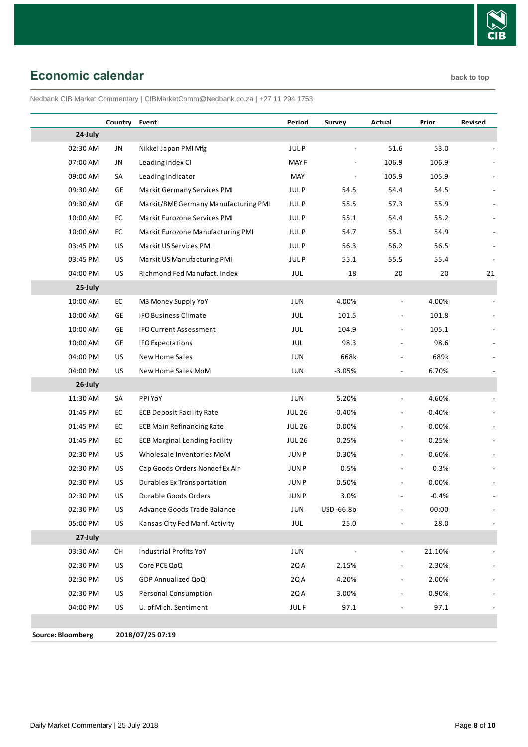## Economic calendar

back to top

Nedbank CIB Market Commentary | CIBMarketComm@Nedbank.co.za | +27 11 294 1753

| | Country | Event | Period | Survey | Actual | Prior | Revised |
|---|---|---|---|---|---|---|---|
| **24-July** | | | | | | | |
| 02:30 AM | JN | Nikkei Japan PMI Mfg | JUL P | - | 51.6 | 53.0 | - |
| 07:00 AM | JN | Leading Index CI | MAY F | - | 106.9 | 106.9 | - |
| 09:00 AM | SA | Leading Indicator | MAY | - | 105.9 | 105.9 | - |
| 09:30 AM | GE | Markit Germany Services PMI | JUL P | 54.5 | 54.4 | 54.5 | - |
| 09:30 AM | GE | Markit/BME Germany Manufacturing PMI | JUL P | 55.5 | 57.3 | 55.9 | - |
| 10:00 AM | EC | Markit Eurozone Services PMI | JUL P | 55.1 | 54.4 | 55.2 | - |
| 10:00 AM | EC | Markit Eurozone Manufacturing PMI | JUL P | 54.7 | 55.1 | 54.9 | - |
| 03:45 PM | US | Markit US Services PMI | JUL P | 56.3 | 56.2 | 56.5 | - |
| 03:45 PM | US | Markit US Manufacturing PMI | JUL P | 55.1 | 55.5 | 55.4 | - |
| 04:00 PM | US | Richmond Fed Manufact. Index | JUL | 18 | 20 | 20 | 21 |
| **25-July** | | | | | | | |
| 10:00 AM | EC | M3 Money Supply YoY | JUN | 4.00% | - | 4.00% | - |
| 10:00 AM | GE | IFO Business Climate | JUL | 101.5 | - | 101.8 | - |
| 10:00 AM | GE | IFO Current Assessment | JUL | 104.9 | - | 105.1 | - |
| 10:00 AM | GE | IFO Expectations | JUL | 98.3 | - | 98.6 | - |
| 04:00 PM | US | New Home Sales | JUN | 668k | - | 689k | - |
| 04:00 PM | US | New Home Sales MoM | JUN | -3.05% | - | 6.70% | - |
| **26-July** | | | | | | | |
| 11:30 AM | SA | PPI YoY | JUN | 5.20% | - | 4.60% | - |
| 01:45 PM | EC | ECB Deposit Facility Rate | JUL 26 | -0.40% | - | -0.40% | - |
| 01:45 PM | EC | ECB Main Refinancing Rate | JUL 26 | 0.00% | - | 0.00% | - |
| 01:45 PM | EC | ECB Marginal Lending Facility | JUL 26 | 0.25% | - | 0.25% | - |
| 02:30 PM | US | Wholesale Inventories MoM | JUN P | 0.30% | - | 0.60% | - |
| 02:30 PM | US | Cap Goods Orders Nondef Ex Air | JUN P | 0.5% | - | 0.3% | - |
| 02:30 PM | US | Durables Ex Transportation | JUN P | 0.50% | - | 0.00% | - |
| 02:30 PM | US | Durable Goods Orders | JUN P | 3.0% | - | -0.4% | - |
| 02:30 PM | US | Advance Goods Trade Balance | JUN | USD -66.8b | - | 00:00 | - |
| 05:00 PM | US | Kansas City Fed Manf. Activity | JUL | 25.0 | - | 28.0 | - |
| **27-July** | | | | | | | |
| 03:30 AM | CH | Industrial Profits YoY | JUN | - | - | 21.10% | - |
| 02:30 PM | US | Core PCE QoQ | 2Q A | 2.15% | - | 2.30% | - |
| 02:30 PM | US | GDP Annualized QoQ | 2Q A | 4.20% | - | 2.00% | - |
| 02:30 PM | US | Personal Consumption | 2Q A | 3.00% | - | 0.90% | - |
| 04:00 PM | US | U. of Mich. Sentiment | JUL F | 97.1 | - | 97.1 | - |

**Source: Bloomberg** **2018/07/25 07:19**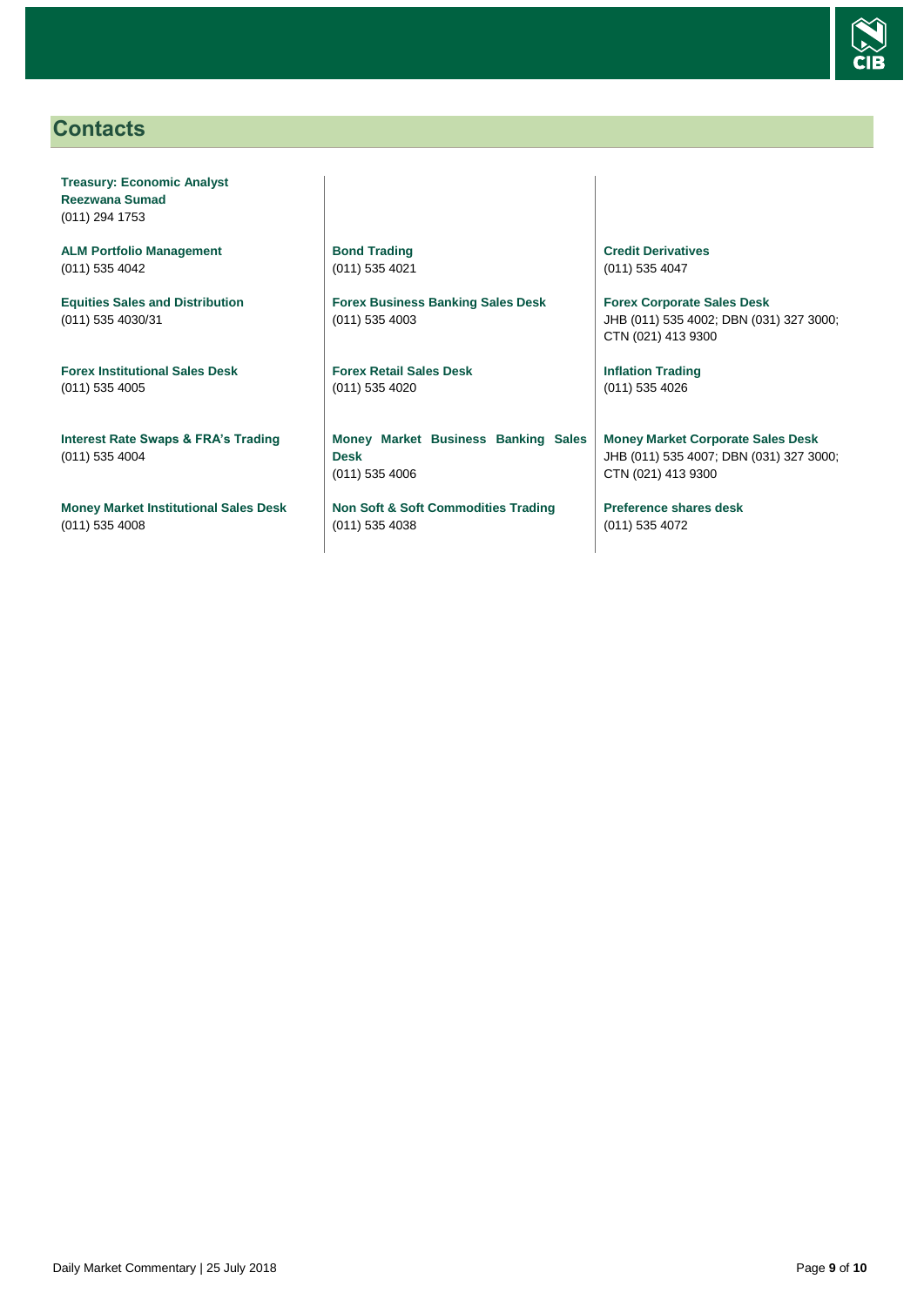## Contacts

**Treasury: Economic Analyst**
**Reezwana Sumad**
(011) 294 1753

**ALM Portfolio Management**
(011) 535 4042

**Equities Sales and Distribution**
(011) 535 4030/31

**Forex Institutional Sales Desk**
(011) 535 4005

**Interest Rate Swaps & FRA's Trading**
(011) 535 4004

**Money Market Institutional Sales Desk**
(011) 535 4008

**Bond Trading**
(011) 535 4021

**Forex Business Banking Sales Desk**
(011) 535 4003

**Forex Retail Sales Desk**
(011) 535 4020

**Money Market Business Banking Sales Desk**
(011) 535 4006

**Non Soft & Soft Commodities Trading**
(011) 535 4038

**Credit Derivatives**
(011) 535 4047

**Forex Corporate Sales Desk**
JHB (011) 535 4002; DBN (031) 327 3000; CTN (021) 413 9300

**Inflation Trading**
(011) 535 4026

**Money Market Corporate Sales Desk**
JHB (011) 535 4007; DBN (031) 327 3000; CTN (021) 413 9300

**Preference shares desk**
(011) 535 4072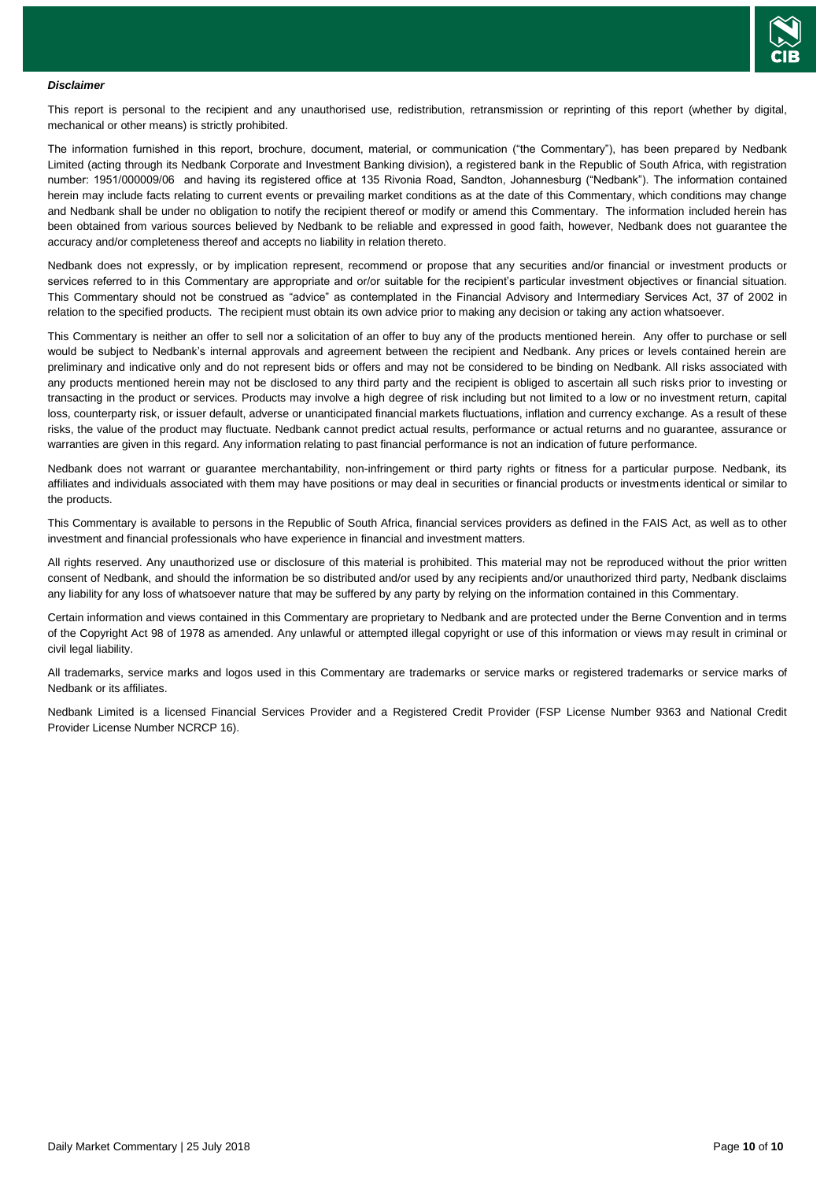***Disclaimer***

This report is personal to the recipient and any unauthorised use, redistribution, retransmission or reprinting of this report (whether by digital, mechanical or other means) is strictly prohibited.

The information furnished in this report, brochure, document, material, or communication ("the Commentary"), has been prepared by Nedbank Limited (acting through its Nedbank Corporate and Investment Banking division), a registered bank in the Republic of South Africa, with registration number: 1951/000009/06 and having its registered office at 135 Rivonia Road, Sandton, Johannesburg ("Nedbank"). The information contained herein may include facts relating to current events or prevailing market conditions as at the date of this Commentary, which conditions may change and Nedbank shall be under no obligation to notify the recipient thereof or modify or amend this Commentary. The information included herein has been obtained from various sources believed by Nedbank to be reliable and expressed in good faith, however, Nedbank does not guarantee the accuracy and/or completeness thereof and accepts no liability in relation thereto.

Nedbank does not expressly, or by implication represent, recommend or propose that any securities and/or financial or investment products or services referred to in this Commentary are appropriate and or/or suitable for the recipient's particular investment objectives or financial situation. This Commentary should not be construed as "advice" as contemplated in the Financial Advisory and Intermediary Services Act, 37 of 2002 in relation to the specified products. The recipient must obtain its own advice prior to making any decision or taking any action whatsoever.

This Commentary is neither an offer to sell nor a solicitation of an offer to buy any of the products mentioned herein. Any offer to purchase or sell would be subject to Nedbank's internal approvals and agreement between the recipient and Nedbank. Any prices or levels contained herein are preliminary and indicative only and do not represent bids or offers and may not be considered to be binding on Nedbank. All risks associated with any products mentioned herein may not be disclosed to any third party and the recipient is obliged to ascertain all such risks prior to investing or transacting in the product or services. Products may involve a high degree of risk including but not limited to a low or no investment return, capital loss, counterparty risk, or issuer default, adverse or unanticipated financial markets fluctuations, inflation and currency exchange. As a result of these risks, the value of the product may fluctuate. Nedbank cannot predict actual results, performance or actual returns and no guarantee, assurance or warranties are given in this regard. Any information relating to past financial performance is not an indication of future performance.

Nedbank does not warrant or guarantee merchantability, non-infringement or third party rights or fitness for a particular purpose. Nedbank, its affiliates and individuals associated with them may have positions or may deal in securities or financial products or investments identical or similar to the products.

This Commentary is available to persons in the Republic of South Africa, financial services providers as defined in the FAIS Act, as well as to other investment and financial professionals who have experience in financial and investment matters.

All rights reserved. Any unauthorized use or disclosure of this material is prohibited. This material may not be reproduced without the prior written consent of Nedbank, and should the information be so distributed and/or used by any recipients and/or unauthorized third party, Nedbank disclaims any liability for any loss of whatsoever nature that may be suffered by any party by relying on the information contained in this Commentary.

Certain information and views contained in this Commentary are proprietary to Nedbank and are protected under the Berne Convention and in terms of the Copyright Act 98 of 1978 as amended. Any unlawful or attempted illegal copyright or use of this information or views may result in criminal or civil legal liability.

All trademarks, service marks and logos used in this Commentary are trademarks or service marks or registered trademarks or service marks of Nedbank or its affiliates.

Nedbank Limited is a licensed Financial Services Provider and a Registered Credit Provider (FSP License Number 9363 and National Credit Provider License Number NCRCP 16).